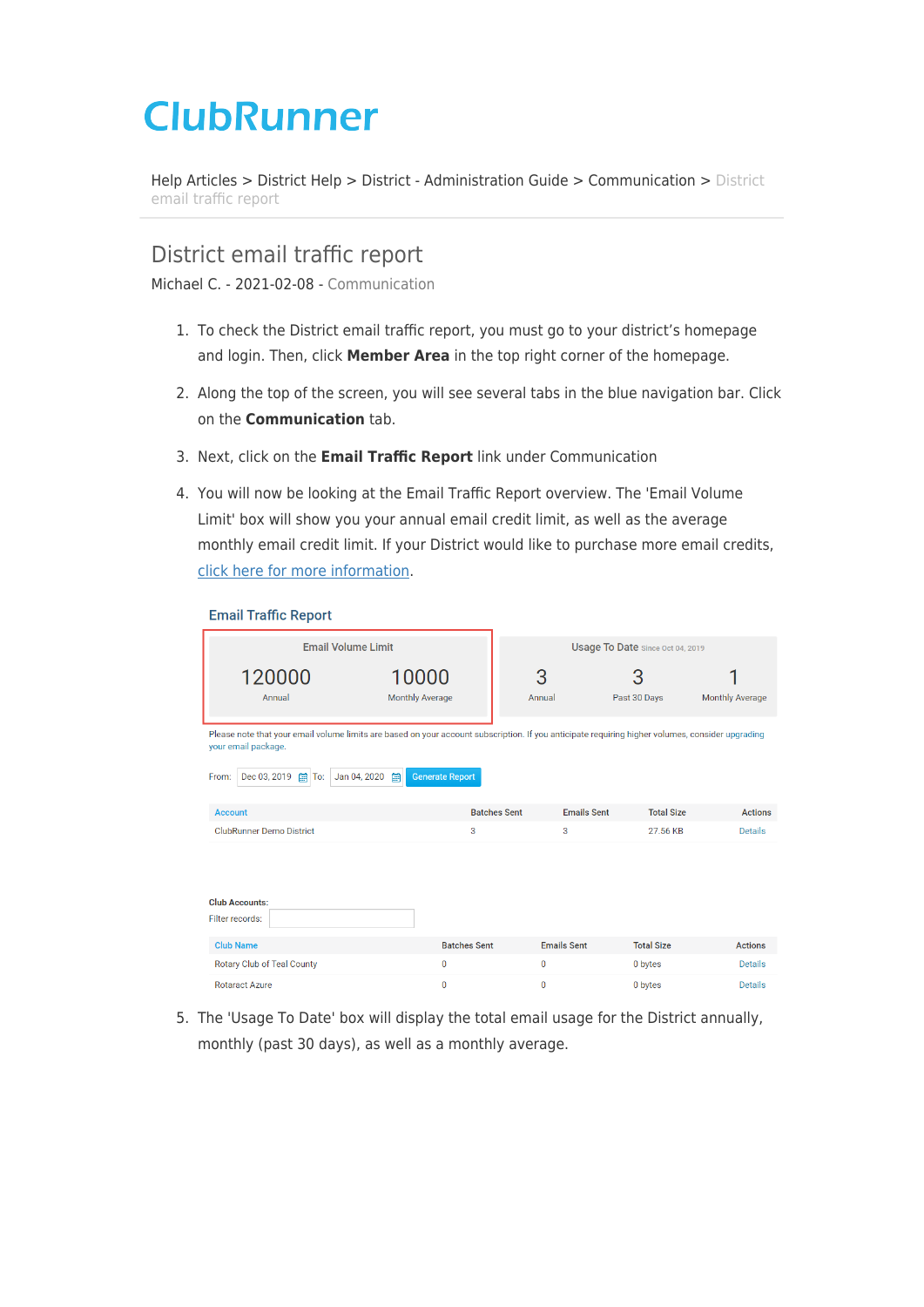ClubRunner

Help Articles > District Help > District - Administration Guide > Communication > District email traffic report

# District email traffic report

Michael C. - 2021-02-08 - Communication

1. To check the District email traffic report, you must go to your district's homepage and login. Then, click **Member Area** in the top right corner of the homepage.
2. Along the top of the screen, you will see several tabs in the blue navigation bar. Click on the **Communication** tab.
3. Next, click on the **Email Traffic Report** link under Communication
4. You will now be looking at the Email Traffic Report overview. The 'Email Volume Limit' box will show you your annual email credit limit, as well as the average monthly email credit limit. If your District would like to purchase more email credits, click here for more information.

Email Traffic Report

| Email Volume Limit | | Usage To Date Since Oct 04, 2019 | | |
|---|---|---|---|---|
| 120000 | 10000 | 3 | 3 | 1 |
| Annual | Monthly Average | Annual | Past 30 Days | Monthly Average |

Please note that your email volume limits are based on your account subscription. If you anticipate requiring higher volumes, consider upgrading your email package.

From: Dec 03, 2019 To: Jan 04, 2020 Generate Report

| Account | Batches Sent | Emails Sent | Total Size | Actions |
|---|---|---|---|---|
| ClubRunner Demo District | 3 | 3 | 27.56 KB | Details |

Club Accounts:

Filter records:

| Club Name | Batches Sent | Emails Sent | Total Size | Actions |
|---|---|---|---|---|
| Rotary Club of Teal County | 0 | 0 | 0 bytes | Details |
| Rotaract Azure | 0 | 0 | 0 bytes | Details |

5. The 'Usage To Date' box will display the total email usage for the District annually, monthly (past 30 days), as well as a monthly average.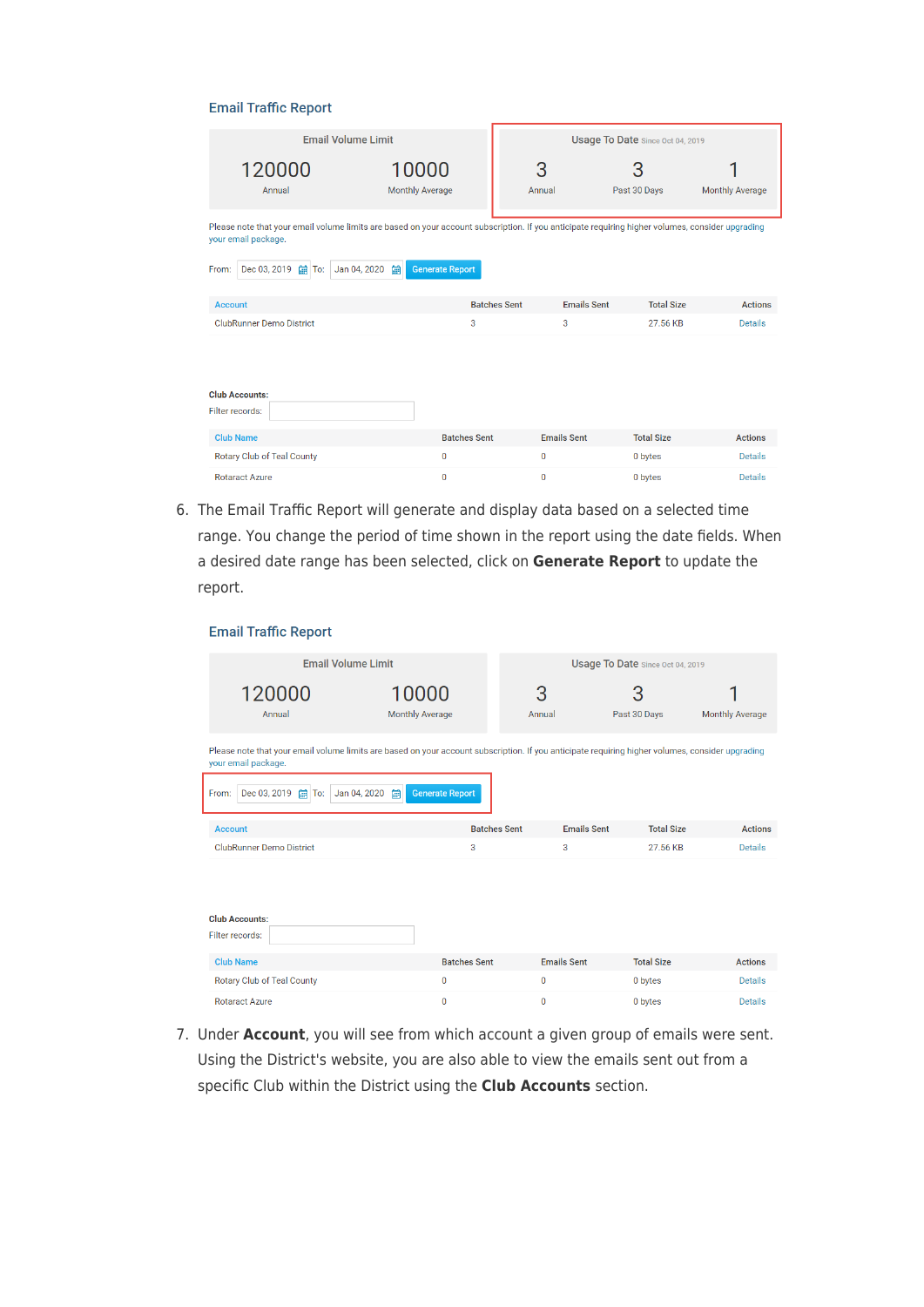## Email Traffic Report

| Email Volume Limit | | Usage To Date Since Oct 04, 2019 | | |
|---|---|---|---|---|
| 120000 | 10000 | 3 | 3 | 1 |
| Annual | Monthly Average | Annual | Past 30 Days | Monthly Average |

Please note that your email volume limits are based on your account subscription. If you anticipate requiring higher volumes, consider upgrading your email package.

From: Dec 03, 2019 To: Jan 04, 2020 Generate Report

| Account | Batches Sent | Emails Sent | Total Size | Actions |
|---|---|---|---|---|
| ClubRunner Demo District | 3 | 3 | 27.56 KB | Details |

**Club Accounts:**

Filter records:

| Club Name | Batches Sent | Emails Sent | Total Size | Actions |
|---|---|---|---|---|
| Rotary Club of Teal County | 0 | 0 | 0 bytes | Details |
| Rotaract Azure | 0 | 0 | 0 bytes | Details |

6. The Email Traffic Report will generate and display data based on a selected time range. You change the period of time shown in the report using the date fields. When a desired date range has been selected, click on **Generate Report** to update the report.

## Email Traffic Report

| Email Volume Limit | | Usage To Date Since Oct 04, 2019 | | |
|---|---|---|---|---|
| 120000 | 10000 | 3 | 3 | 1 |
| Annual | Monthly Average | Annual | Past 30 Days | Monthly Average |

Please note that your email volume limits are based on your account subscription. If you anticipate requiring higher volumes, consider upgrading your email package.

From: Dec 03, 2019 To: Jan 04, 2020 Generate Report

| Account | Batches Sent | Emails Sent | Total Size | Actions |
|---|---|---|---|---|
| ClubRunner Demo District | 3 | 3 | 27.56 KB | Details |

**Club Accounts:**

Filter records:

| Club Name | Batches Sent | Emails Sent | Total Size | Actions |
|---|---|---|---|---|
| Rotary Club of Teal County | 0 | 0 | 0 bytes | Details |
| Rotaract Azure | 0 | 0 | 0 bytes | Details |

7. Under **Account**, you will see from which account a given group of emails were sent. Using the District's website, you are also able to view the emails sent out from a specific Club within the District using the **Club Accounts** section.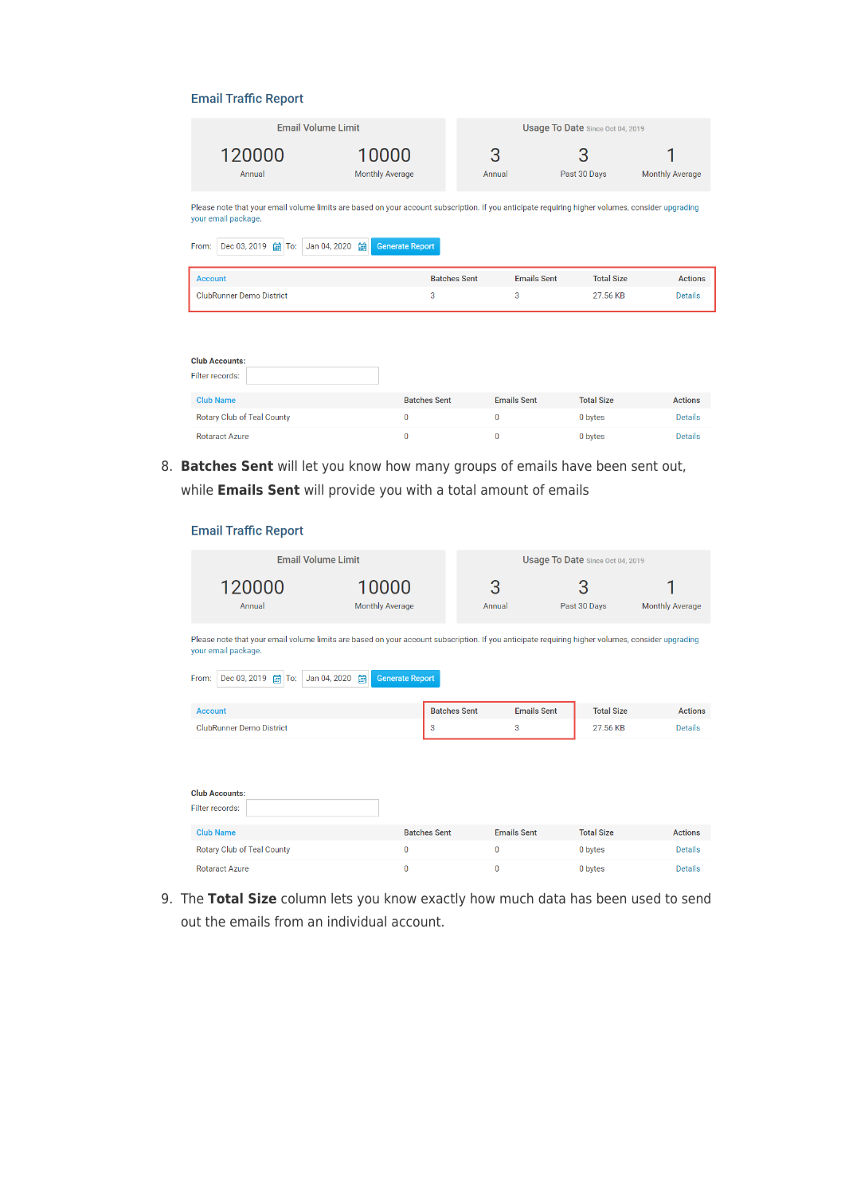## Email Traffic Report

| Email Volume Limit | | Usage To Date Since Oct 04, 2019 | | |
|---|---|---|---|---|
| 120000 | 10000 | 3 | 3 | 1 |
| Annual | Monthly Average | Annual | Past 30 Days | Monthly Average |

Please note that your email volume limits are based on your account subscription. If you anticipate requiring higher volumes, consider upgrading your email package.

From: Dec 03, 2019 To: Jan 04, 2020 Generate Report

| Account | Batches Sent | Emails Sent | Total Size | Actions |
|---|---|---|---|---|
| ClubRunner Demo District | 3 | 3 | 27.56 KB | Details |

**Club Accounts:**

Filter records:

| Club Name | Batches Sent | Emails Sent | Total Size | Actions |
|---|---|---|---|---|
| Rotary Club of Teal County | 0 | 0 | 0 bytes | Details |
| Rotaract Azure | 0 | 0 | 0 bytes | Details |

8. **Batches Sent** will let you know how many groups of emails have been sent out, while **Emails Sent** will provide you with a total amount of emails

## Email Traffic Report

| Email Volume Limit | | Usage To Date Since Oct 04, 2019 | | |
|---|---|---|---|---|
| 120000 | 10000 | 3 | 3 | 1 |
| Annual | Monthly Average | Annual | Past 30 Days | Monthly Average |

Please note that your email volume limits are based on your account subscription. If you anticipate requiring higher volumes, consider upgrading your email package.

From: Dec 03, 2019 To: Jan 04, 2020 Generate Report

| Account | Batches Sent | Emails Sent | Total Size | Actions |
|---|---|---|---|---|
| ClubRunner Demo District | 3 | 3 | 27.56 KB | Details |

**Club Accounts:**

Filter records:

| Club Name | Batches Sent | Emails Sent | Total Size | Actions |
|---|---|---|---|---|
| Rotary Club of Teal County | 0 | 0 | 0 bytes | Details |
| Rotaract Azure | 0 | 0 | 0 bytes | Details |

9. The **Total Size** column lets you know exactly how much data has been used to send out the emails from an individual account.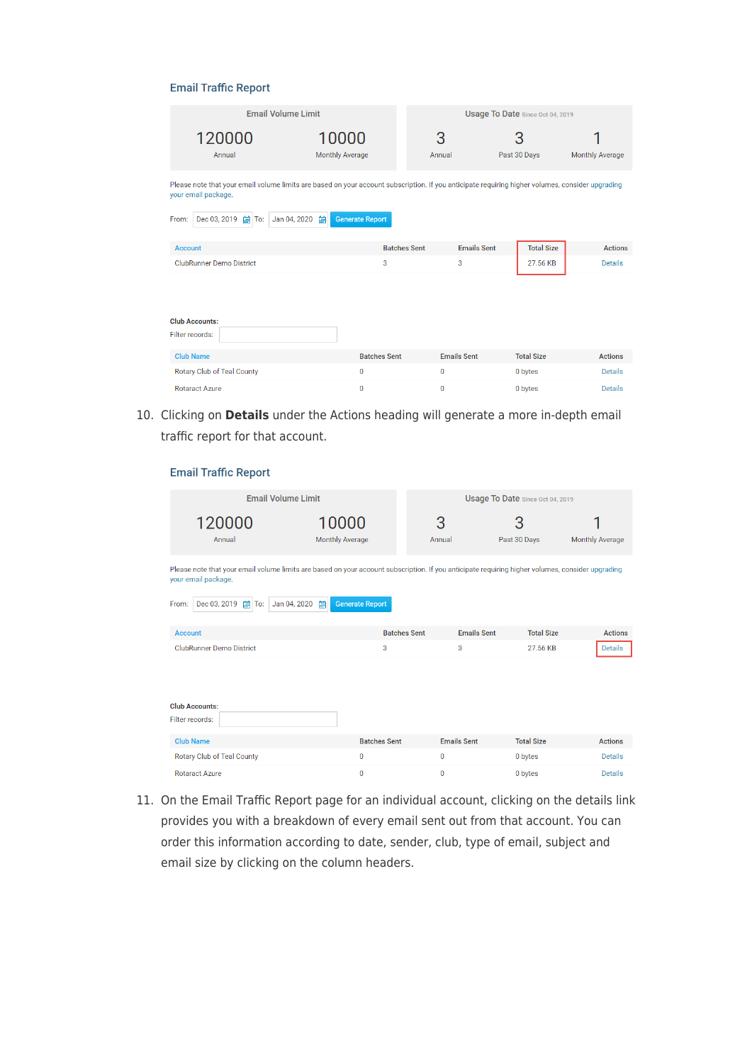## Email Traffic Report

| Email Volume Limit | | Usage To Date Since Oct 04, 2019 | | |
|---|---|---|---|---|
| 120000 | 10000 | 3 | 3 | 1 |
| Annual | Monthly Average | Annual | Past 30 Days | Monthly Average |

Please note that your email volume limits are based on your account subscription. If you anticipate requiring higher volumes, consider upgrading your email package.

From: Dec 03, 2019 To: Jan 04, 2020 Generate Report

| Account | Batches Sent | Emails Sent | Total Size | Actions |
|---|---|---|---|---|
| ClubRunner Demo District | 3 | 3 | 27.56 KB | Details |

**Club Accounts:**

Filter records:

| Club Name | Batches Sent | Emails Sent | Total Size | Actions |
|---|---|---|---|---|
| Rotary Club of Teal County | 0 | 0 | 0 bytes | Details |
| Rotaract Azure | 0 | 0 | 0 bytes | Details |

10. Clicking on **Details** under the Actions heading will generate a more in-depth email traffic report for that account.

## Email Traffic Report

| Email Volume Limit | | Usage To Date Since Oct 04, 2019 | | |
|---|---|---|---|---|
| 120000 | 10000 | 3 | 3 | 1 |
| Annual | Monthly Average | Annual | Past 30 Days | Monthly Average |

Please note that your email volume limits are based on your account subscription. If you anticipate requiring higher volumes, consider upgrading your email package.

From: Dec 03, 2019 To: Jan 04, 2020 Generate Report

| Account | Batches Sent | Emails Sent | Total Size | Actions |
|---|---|---|---|---|
| ClubRunner Demo District | 3 | 3 | 27.56 KB | Details |

**Club Accounts:**

Filter records:

| Club Name | Batches Sent | Emails Sent | Total Size | Actions |
|---|---|---|---|---|
| Rotary Club of Teal County | 0 | 0 | 0 bytes | Details |
| Rotaract Azure | 0 | 0 | 0 bytes | Details |

11. On the Email Traffic Report page for an individual account, clicking on the details link provides you with a breakdown of every email sent out from that account. You can order this information according to date, sender, club, type of email, subject and email size by clicking on the column headers.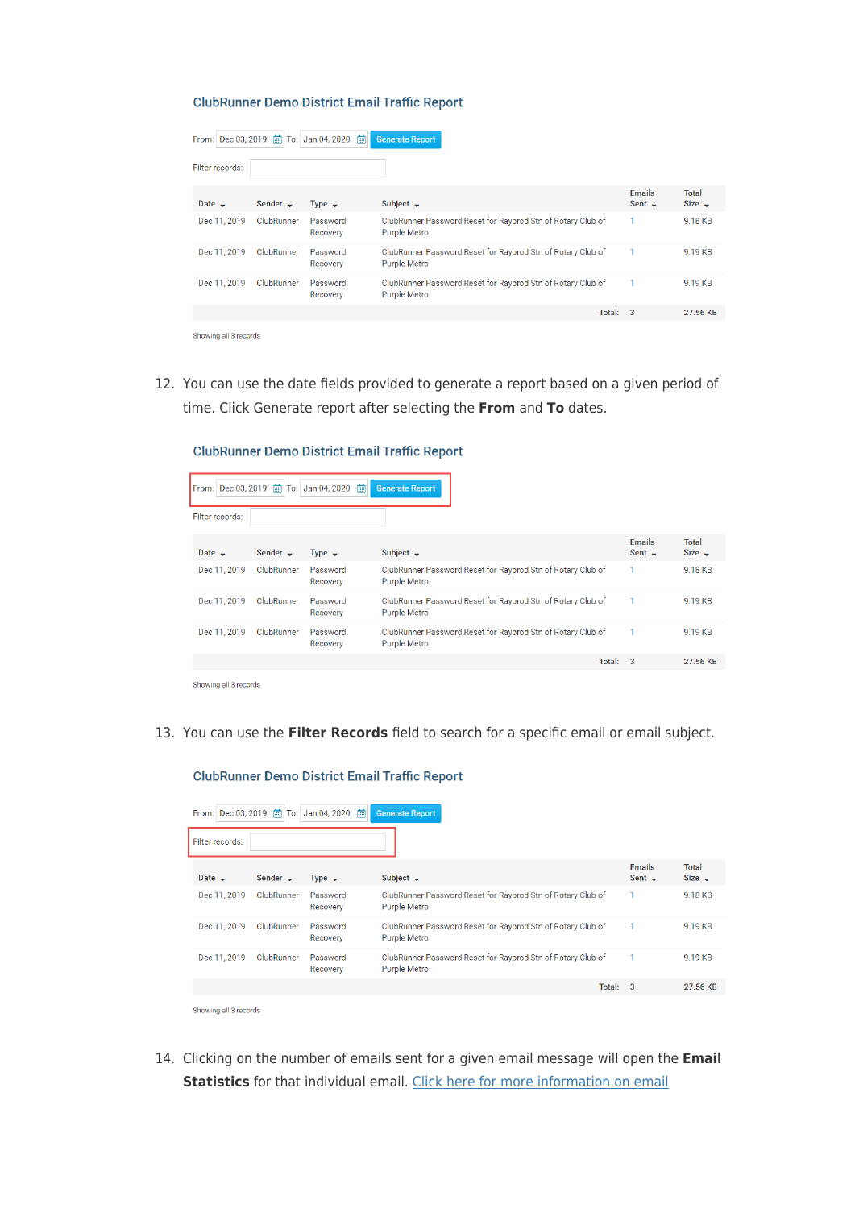### ClubRunner Demo District Email Traffic Report

From: Dec 03, 2019 To: Jan 04, 2020 Generate Report

Filter records:

| Date | Sender | Type | Subject | Emails Sent | Total Size |
|---|---|---|---|---|---|
| Dec 11, 2019 | ClubRunner | Password Recovery | ClubRunner Password Reset for Rayprod Stn of Rotary Club of Purple Metro | 1 | 9.18 KB |
| Dec 11, 2019 | ClubRunner | Password Recovery | ClubRunner Password Reset for Rayprod Stn of Rotary Club of Purple Metro | 1 | 9.19 KB |
| Dec 11, 2019 | ClubRunner | Password Recovery | ClubRunner Password Reset for Rayprod Stn of Rotary Club of Purple Metro | 1 | 9.19 KB |
| | | | Total: | 3 | 27.56 KB |

Showing all 3 records

12. You can use the date fields provided to generate a report based on a given period of time. Click Generate report after selecting the **From** and **To** dates.

### ClubRunner Demo District Email Traffic Report

From: Dec 03, 2019 To: Jan 04, 2020 Generate Report

Filter records:

| Date | Sender | Type | Subject | Emails Sent | Total Size |
|---|---|---|---|---|---|
| Dec 11, 2019 | ClubRunner | Password Recovery | ClubRunner Password Reset for Rayprod Stn of Rotary Club of Purple Metro | 1 | 9.18 KB |
| Dec 11, 2019 | ClubRunner | Password Recovery | ClubRunner Password Reset for Rayprod Stn of Rotary Club of Purple Metro | 1 | 9.19 KB |
| Dec 11, 2019 | ClubRunner | Password Recovery | ClubRunner Password Reset for Rayprod Stn of Rotary Club of Purple Metro | 1 | 9.19 KB |
| | | | Total: | 3 | 27.56 KB |

Showing all 3 records

13. You can use the **Filter Records** field to search for a specific email or email subject.

### ClubRunner Demo District Email Traffic Report

From: Dec 03, 2019 To: Jan 04, 2020 Generate Report

Filter records:

| Date | Sender | Type | Subject | Emails Sent | Total Size |
|---|---|---|---|---|---|
| Dec 11, 2019 | ClubRunner | Password Recovery | ClubRunner Password Reset for Rayprod Stn of Rotary Club of Purple Metro | 1 | 9.18 KB |
| Dec 11, 2019 | ClubRunner | Password Recovery | ClubRunner Password Reset for Rayprod Stn of Rotary Club of Purple Metro | 1 | 9.19 KB |
| Dec 11, 2019 | ClubRunner | Password Recovery | ClubRunner Password Reset for Rayprod Stn of Rotary Club of Purple Metro | 1 | 9.19 KB |
| | | | Total: | 3 | 27.56 KB |

Showing all 3 records

14. Clicking on the number of emails sent for a given email message will open the **Email Statistics** for that individual email. [Click here for more information on email](#)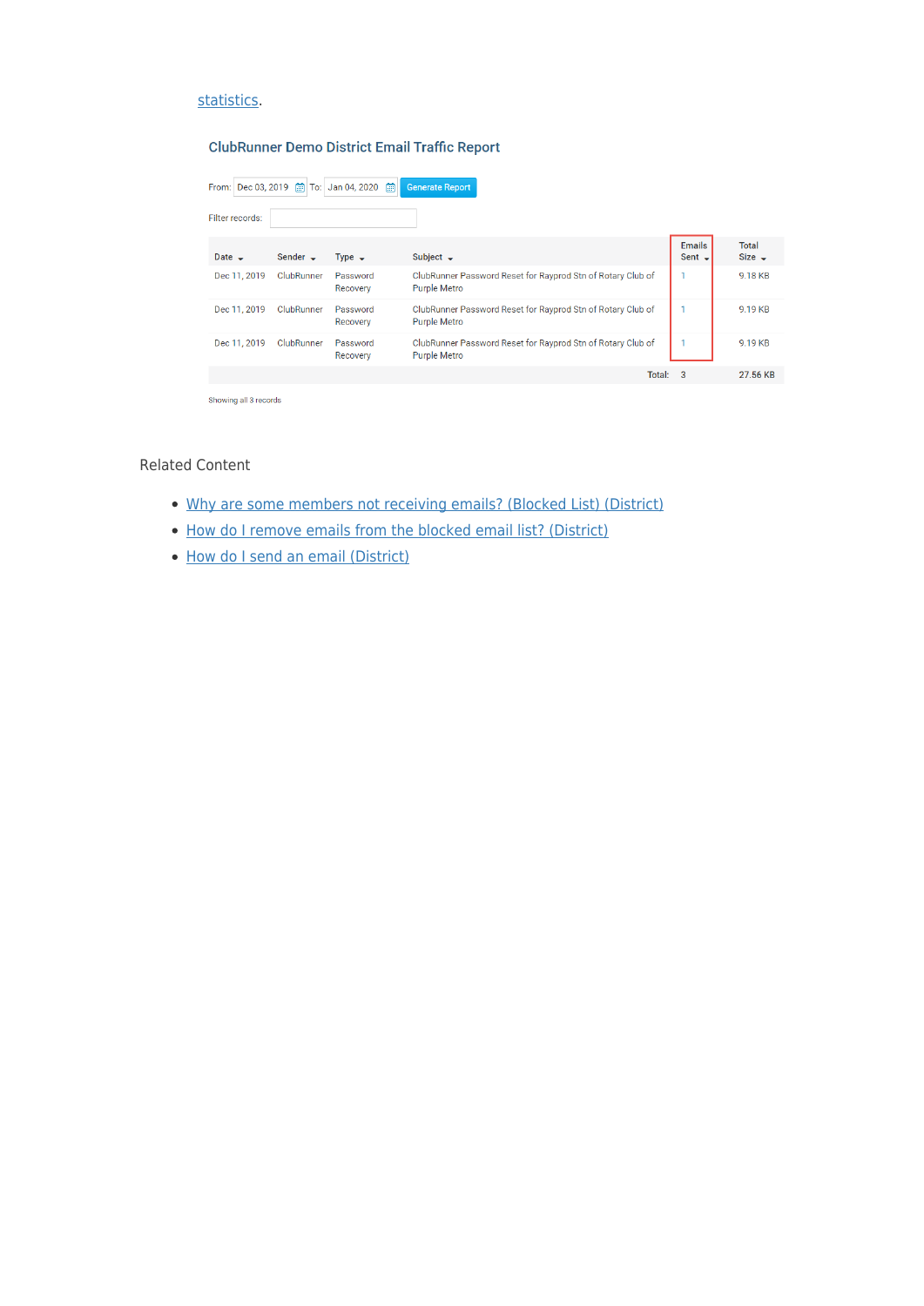statistics.

### ClubRunner Demo District Email Traffic Report

From: Dec 03, 2019 To: Jan 04, 2020 Generate Report

Filter records:

| Date | Sender | Type | Subject | Emails Sent | Total Size |
|---|---|---|---|---|---|
| Dec 11, 2019 | ClubRunner | Password Recovery | ClubRunner Password Reset for Rayprod Stn of Rotary Club of Purple Metro | 1 | 9.18 KB |
| Dec 11, 2019 | ClubRunner | Password Recovery | ClubRunner Password Reset for Rayprod Stn of Rotary Club of Purple Metro | 1 | 9.19 KB |
| Dec 11, 2019 | ClubRunner | Password Recovery | ClubRunner Password Reset for Rayprod Stn of Rotary Club of Purple Metro | 1 | 9.19 KB |
| | | | Total: | 3 | 27.56 KB |

Showing all 3 records

Related Content

- Why are some members not receiving emails? (Blocked List) (District)
- How do I remove emails from the blocked email list? (District)
- How do I send an email (District)